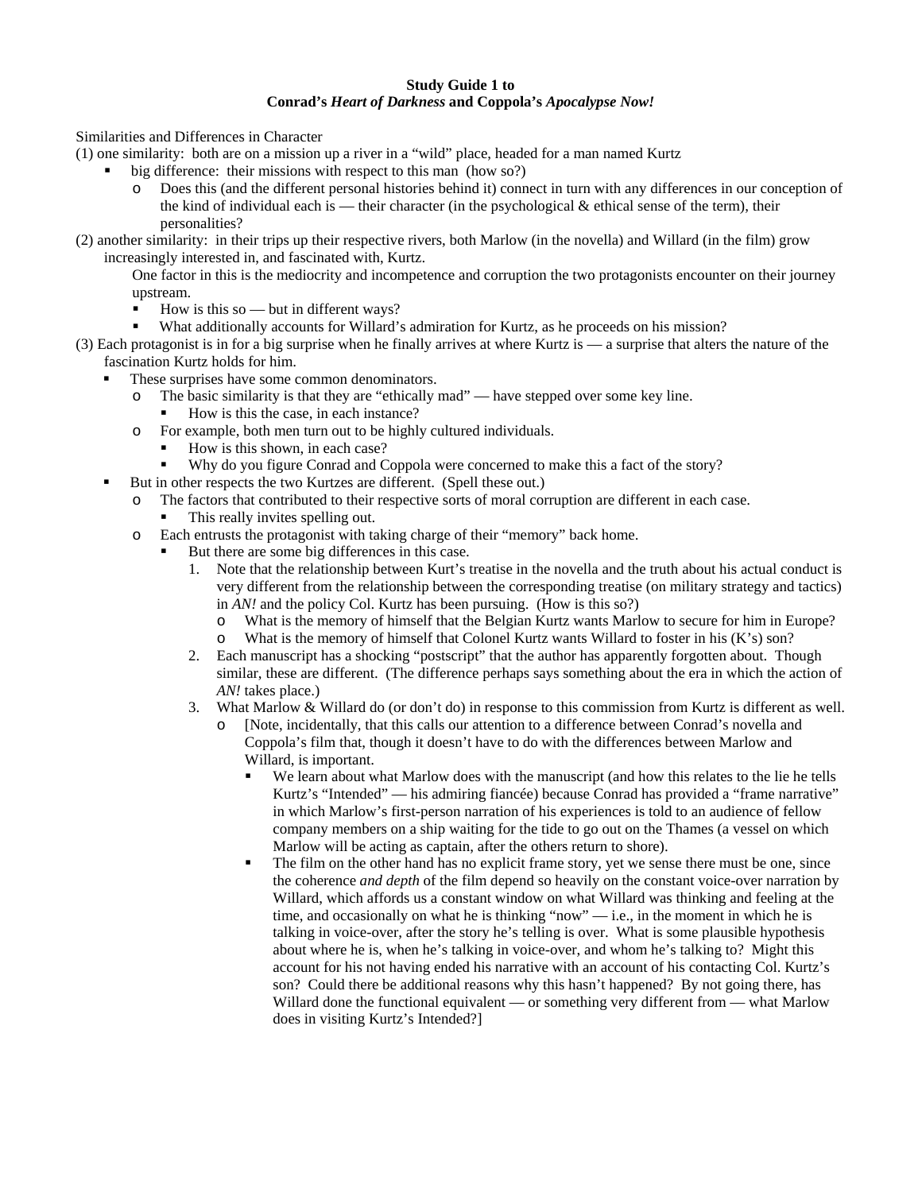**Study Guide 1 to**
**Conrad's *Heart of Darkness* and Coppola's *Apocalypse Now!***

Similarities and Differences in Character

(1) one similarity: both are on a mission up a river in a "wild" place, headed for a man named Kurtz

- big difference: their missions with respect to this man (how so?)
  - Does this (and the different personal histories behind it) connect in turn with any differences in our conception of the kind of individual each is — their character (in the psychological & ethical sense of the term), their personalities?

(2) another similarity: in their trips up their respective rivers, both Marlow (in the novella) and Willard (in the film) grow increasingly interested in, and fascinated with, Kurtz.

One factor in this is the mediocrity and incompetence and corruption the two protagonists encounter on their journey upstream.

- How is this so — but in different ways?
- What additionally accounts for Willard's admiration for Kurtz, as he proceeds on his mission?

(3) Each protagonist is in for a big surprise when he finally arrives at where Kurtz is — a surprise that alters the nature of the fascination Kurtz holds for him.

- These surprises have some common denominators.
  - The basic similarity is that they are "ethically mad" — have stepped over some key line.
    - How is this the case, in each instance?
  - For example, both men turn out to be highly cultured individuals.
    - How is this shown, in each case?
    - Why do you figure Conrad and Coppola were concerned to make this a fact of the story?
- But in other respects the two Kurtzes are different. (Spell these out.)
  - The factors that contributed to their respective sorts of moral corruption are different in each case.
    - This really invites spelling out.
  - Each entrusts the protagonist with taking charge of their "memory" back home.
    - But there are some big differences in this case.
      1. Note that the relationship between Kurt's treatise in the novella and the truth about his actual conduct is very different from the relationship between the corresponding treatise (on military strategy and tactics) in *AN!* and the policy Col. Kurtz has been pursuing. (How is this so?)
         - What is the memory of himself that the Belgian Kurtz wants Marlow to secure for him in Europe?
         - What is the memory of himself that Colonel Kurtz wants Willard to foster in his (K's) son?
      2. Each manuscript has a shocking "postscript" that the author has apparently forgotten about. Though similar, these are different. (The difference perhaps says something about the era in which the action of *AN!* takes place.)
      3. What Marlow & Willard do (or don't do) in response to this commission from Kurtz is different as well.
         - [Note, incidentally, that this calls our attention to a difference between Conrad's novella and Coppola's film that, though it doesn't have to do with the differences between Marlow and Willard, is important.
           - We learn about what Marlow does with the manuscript (and how this relates to the lie he tells Kurtz's "Intended" — his admiring fiancée) because Conrad has provided a "frame narrative" in which Marlow's first-person narration of his experiences is told to an audience of fellow company members on a ship waiting for the tide to go out on the Thames (a vessel on which Marlow will be acting as captain, after the others return to shore).
           - The film on the other hand has no explicit frame story, yet we sense there must be one, since the coherence *and depth* of the film depend so heavily on the constant voice-over narration by Willard, which affords us a constant window on what Willard was thinking and feeling at the time, and occasionally on what he is thinking "now" — i.e., in the moment in which he is talking in voice-over, after the story he's telling is over. What is some plausible hypothesis about where he is, when he's talking in voice-over, and whom he's talking to? Might this account for his not having ended his narrative with an account of his contacting Col. Kurtz's son? Could there be additional reasons why this hasn't happened? By not going there, has Willard done the functional equivalent — or something very different from — what Marlow does in visiting Kurtz's Intended?]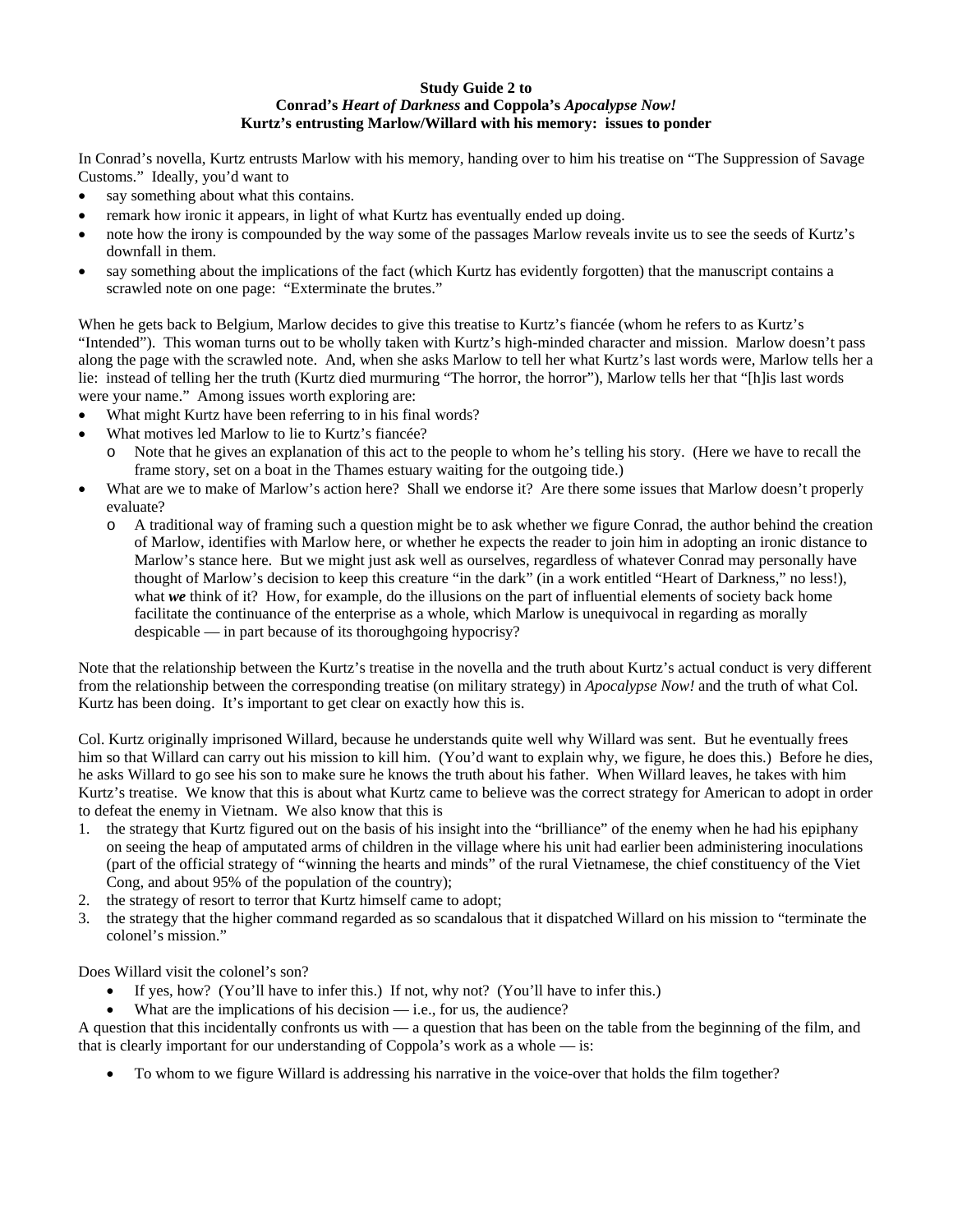**Study Guide 2 to**
**Conrad's *Heart of Darkness* and Coppola's *Apocalypse Now!***
**Kurtz's entrusting Marlow/Willard with his memory: issues to ponder**

In Conrad's novella, Kurtz entrusts Marlow with his memory, handing over to him his treatise on "The Suppression of Savage Customs." Ideally, you'd want to

- say something about what this contains.
- remark how ironic it appears, in light of what Kurtz has eventually ended up doing.
- note how the irony is compounded by the way some of the passages Marlow reveals invite us to see the seeds of Kurtz's downfall in them.
- say something about the implications of the fact (which Kurtz has evidently forgotten) that the manuscript contains a scrawled note on one page: "Exterminate the brutes."

When he gets back to Belgium, Marlow decides to give this treatise to Kurtz's fiancée (whom he refers to as Kurtz's "Intended"). This woman turns out to be wholly taken with Kurtz's high-minded character and mission. Marlow doesn't pass along the page with the scrawled note. And, when she asks Marlow to tell her what Kurtz's last words were, Marlow tells her a lie: instead of telling her the truth (Kurtz died murmuring "The horror, the horror"), Marlow tells her that "[h]is last words were your name." Among issues worth exploring are:

- What might Kurtz have been referring to in his final words?
- What motives led Marlow to lie to Kurtz's fiancée?
  - Note that he gives an explanation of this act to the people to whom he's telling his story. (Here we have to recall the frame story, set on a boat in the Thames estuary waiting for the outgoing tide.)
- What are we to make of Marlow's action here? Shall we endorse it? Are there some issues that Marlow doesn't properly evaluate?
  - A traditional way of framing such a question might be to ask whether we figure Conrad, the author behind the creation of Marlow, identifies with Marlow here, or whether he expects the reader to join him in adopting an ironic distance to Marlow's stance here. But we might just ask well as ourselves, regardless of whatever Conrad may personally have thought of Marlow's decision to keep this creature "in the dark" (in a work entitled "Heart of Darkness," no less!), what ***we*** think of it? How, for example, do the illusions on the part of influential elements of society back home facilitate the continuance of the enterprise as a whole, which Marlow is unequivocal in regarding as morally despicable — in part because of its thoroughgoing hypocrisy?

Note that the relationship between the Kurtz's treatise in the novella and the truth about Kurtz's actual conduct is very different from the relationship between the corresponding treatise (on military strategy) in *Apocalypse Now!* and the truth of what Col. Kurtz has been doing. It's important to get clear on exactly how this is.

Col. Kurtz originally imprisoned Willard, because he understands quite well why Willard was sent. But he eventually frees him so that Willard can carry out his mission to kill him. (You'd want to explain why, we figure, he does this.) Before he dies, he asks Willard to go see his son to make sure he knows the truth about his father. When Willard leaves, he takes with him Kurtz's treatise. We know that this is about what Kurtz came to believe was the correct strategy for American to adopt in order to defeat the enemy in Vietnam. We also know that this is

1. the strategy that Kurtz figured out on the basis of his insight into the "brilliance" of the enemy when he had his epiphany on seeing the heap of amputated arms of children in the village where his unit had earlier been administering inoculations (part of the official strategy of "winning the hearts and minds" of the rural Vietnamese, the chief constituency of the Viet Cong, and about 95% of the population of the country);
2. the strategy of resort to terror that Kurtz himself came to adopt;
3. the strategy that the higher command regarded as so scandalous that it dispatched Willard on his mission to "terminate the colonel's mission."

Does Willard visit the colonel's son?

- If yes, how? (You'll have to infer this.) If not, why not? (You'll have to infer this.)
- What are the implications of his decision — i.e., for us, the audience?

A question that this incidentally confronts us with — a question that has been on the table from the beginning of the film, and that is clearly important for our understanding of Coppola's work as a whole — is:

- To whom to we figure Willard is addressing his narrative in the voice-over that holds the film together?